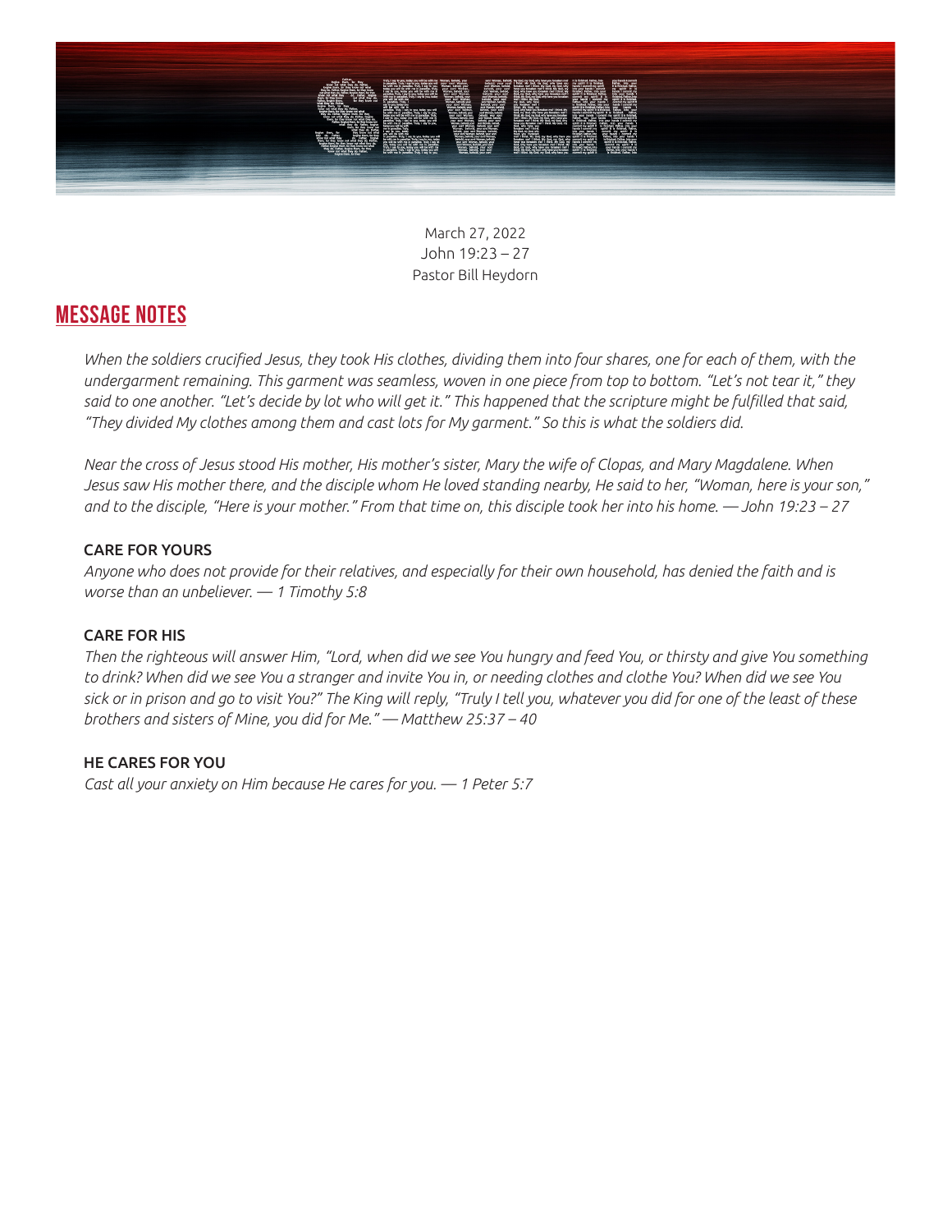March 27, 2022
John 19:23 – 27
Pastor Bill Heydorn

## MESSAGE NOTES

*When the soldiers crucified Jesus, they took His clothes, dividing them into four shares, one for each of them, with the undergarment remaining. This garment was seamless, woven in one piece from top to bottom. "Let's not tear it," they said to one another. "Let's decide by lot who will get it." This happened that the scripture might be fulfilled that said, "They divided My clothes among them and cast lots for My garment." So this is what the soldiers did.*

*Near the cross of Jesus stood His mother, His mother's sister, Mary the wife of Clopas, and Mary Magdalene. When Jesus saw His mother there, and the disciple whom He loved standing nearby, He said to her, "Woman, here is your son," and to the disciple, "Here is your mother." From that time on, this disciple took her into his home. — John 19:23 – 27*

### CARE FOR YOURS

*Anyone who does not provide for their relatives, and especially for their own household, has denied the faith and is worse than an unbeliever. — 1 Timothy 5:8*

### CARE FOR HIS

*Then the righteous will answer Him, "Lord, when did we see You hungry and feed You, or thirsty and give You something to drink? When did we see You a stranger and invite You in, or needing clothes and clothe You? When did we see You sick or in prison and go to visit You?" The King will reply, "Truly I tell you, whatever you did for one of the least of these brothers and sisters of Mine, you did for Me." — Matthew 25:37 – 40*

### HE CARES FOR YOU

*Cast all your anxiety on Him because He cares for you. — 1 Peter 5:7*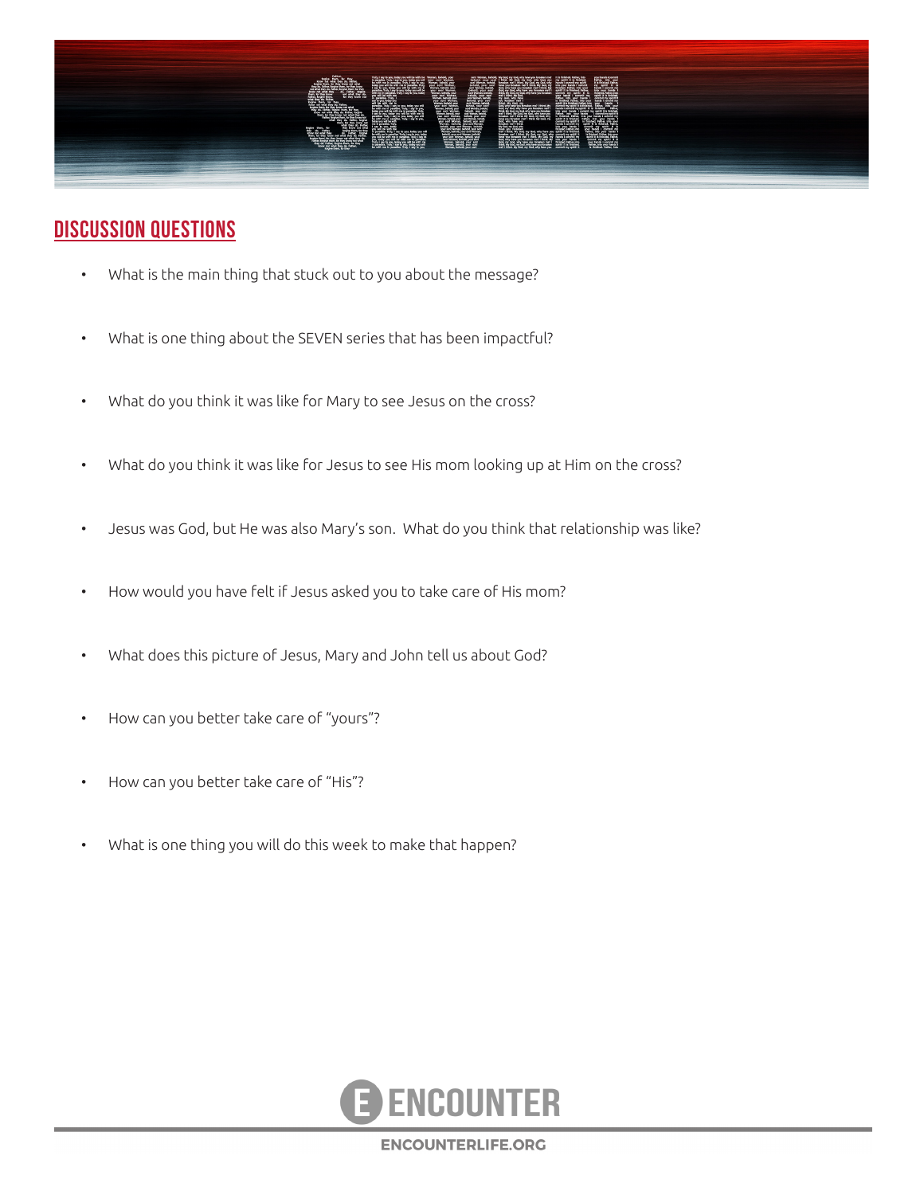# SEVEN

## DISCUSSION QUESTIONS

- What is the main thing that stuck out to you about the message?
- What is one thing about the SEVEN series that has been impactful?
- What do you think it was like for Mary to see Jesus on the cross?
- What do you think it was like for Jesus to see His mom looking up at Him on the cross?
- Jesus was God, but He was also Mary's son. What do you think that relationship was like?
- How would you have felt if Jesus asked you to take care of His mom?
- What does this picture of Jesus, Mary and John tell us about God?
- How can you better take care of "yours"?
- How can you better take care of "His"?
- What is one thing you will do this week to make that happen?

ENCOUNTER

ENCOUNTERLIFE.ORG